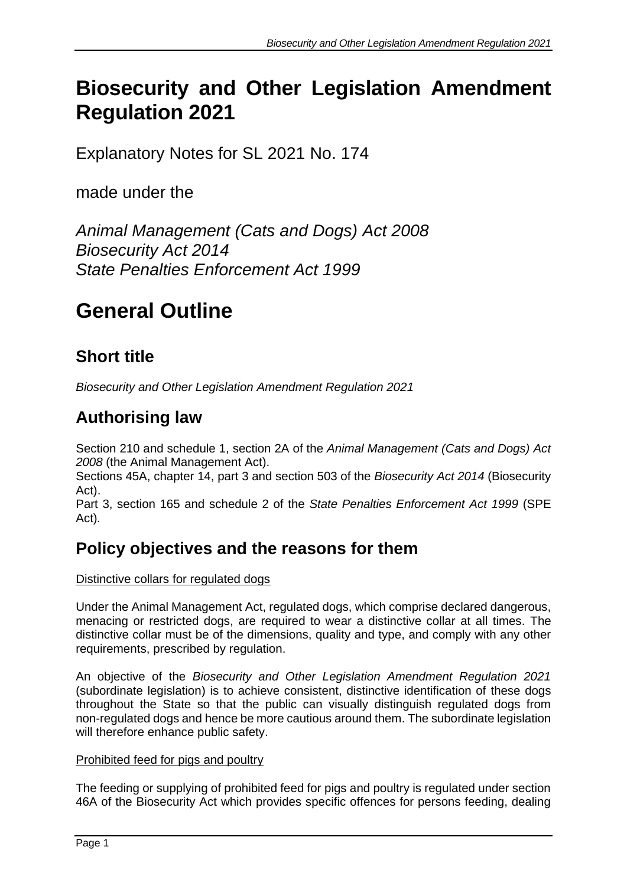# Biosecurity and Other Legislation Amendment Regulation 2021

Explanatory Notes for SL 2021 No. 174

made under the

*Animal Management (Cats and Dogs) Act 2008*
*Biosecurity Act 2014*
*State Penalties Enforcement Act 1999*

# General Outline

## Short title

*Biosecurity and Other Legislation Amendment Regulation 2021*

## Authorising law

Section 210 and schedule 1, section 2A of the *Animal Management (Cats and Dogs) Act 2008* (the Animal Management Act).
Sections 45A, chapter 14, part 3 and section 503 of the *Biosecurity Act 2014* (Biosecurity Act).
Part 3, section 165 and schedule 2 of the *State Penalties Enforcement Act 1999* (SPE Act).

## Policy objectives and the reasons for them

Distinctive collars for regulated dogs

Under the Animal Management Act, regulated dogs, which comprise declared dangerous, menacing or restricted dogs, are required to wear a distinctive collar at all times. The distinctive collar must be of the dimensions, quality and type, and comply with any other requirements, prescribed by regulation.

An objective of the *Biosecurity and Other Legislation Amendment Regulation 2021* (subordinate legislation) is to achieve consistent, distinctive identification of these dogs throughout the State so that the public can visually distinguish regulated dogs from non-regulated dogs and hence be more cautious around them. The subordinate legislation will therefore enhance public safety.

Prohibited feed for pigs and poultry

The feeding or supplying of prohibited feed for pigs and poultry is regulated under section 46A of the Biosecurity Act which provides specific offences for persons feeding, dealing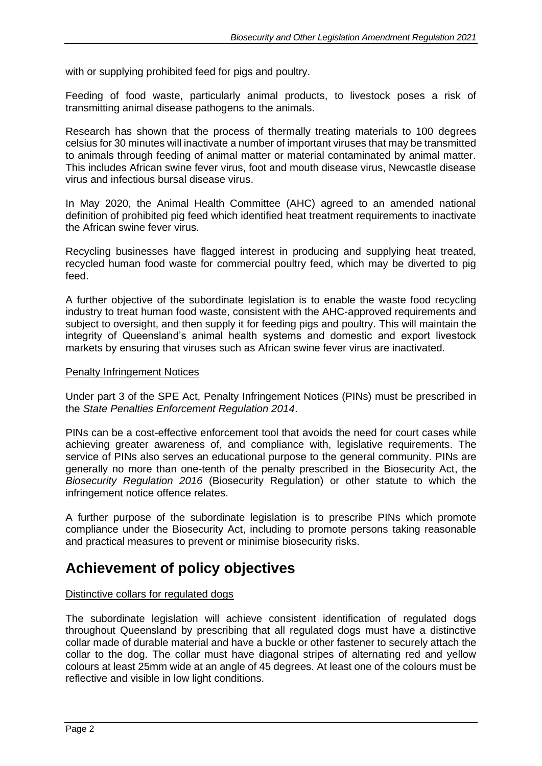with or supplying prohibited feed for pigs and poultry.

Feeding of food waste, particularly animal products, to livestock poses a risk of transmitting animal disease pathogens to the animals.

Research has shown that the process of thermally treating materials to 100 degrees celsius for 30 minutes will inactivate a number of important viruses that may be transmitted to animals through feeding of animal matter or material contaminated by animal matter. This includes African swine fever virus, foot and mouth disease virus, Newcastle disease virus and infectious bursal disease virus.

In May 2020, the Animal Health Committee (AHC) agreed to an amended national definition of prohibited pig feed which identified heat treatment requirements to inactivate the African swine fever virus.

Recycling businesses have flagged interest in producing and supplying heat treated, recycled human food waste for commercial poultry feed, which may be diverted to pig feed.

A further objective of the subordinate legislation is to enable the waste food recycling industry to treat human food waste, consistent with the AHC-approved requirements and subject to oversight, and then supply it for feeding pigs and poultry. This will maintain the integrity of Queensland's animal health systems and domestic and export livestock markets by ensuring that viruses such as African swine fever virus are inactivated.

Penalty Infringement Notices

Under part 3 of the SPE Act, Penalty Infringement Notices (PINs) must be prescribed in the *State Penalties Enforcement Regulation 2014*.

PINs can be a cost-effective enforcement tool that avoids the need for court cases while achieving greater awareness of, and compliance with, legislative requirements. The service of PINs also serves an educational purpose to the general community. PINs are generally no more than one-tenth of the penalty prescribed in the Biosecurity Act, the *Biosecurity Regulation 2016* (Biosecurity Regulation) or other statute to which the infringement notice offence relates.

A further purpose of the subordinate legislation is to prescribe PINs which promote compliance under the Biosecurity Act, including to promote persons taking reasonable and practical measures to prevent or minimise biosecurity risks.

## Achievement of policy objectives

Distinctive collars for regulated dogs

The subordinate legislation will achieve consistent identification of regulated dogs throughout Queensland by prescribing that all regulated dogs must have a distinctive collar made of durable material and have a buckle or other fastener to securely attach the collar to the dog. The collar must have diagonal stripes of alternating red and yellow colours at least 25mm wide at an angle of 45 degrees. At least one of the colours must be reflective and visible in low light conditions.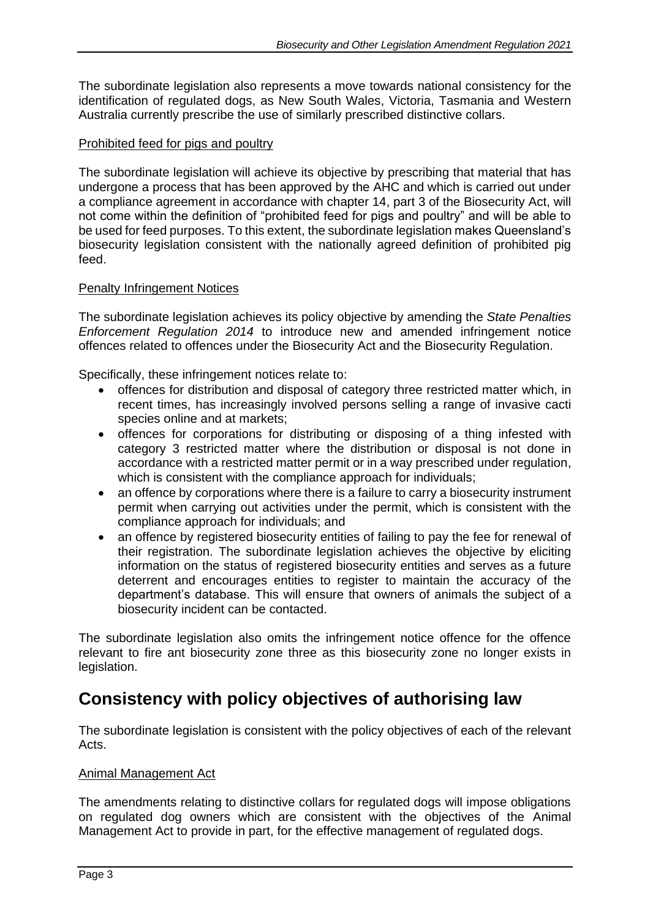The subordinate legislation also represents a move towards national consistency for the identification of regulated dogs, as New South Wales, Victoria, Tasmania and Western Australia currently prescribe the use of similarly prescribed distinctive collars.

### Prohibited feed for pigs and poultry

The subordinate legislation will achieve its objective by prescribing that material that has undergone a process that has been approved by the AHC and which is carried out under a compliance agreement in accordance with chapter 14, part 3 of the Biosecurity Act, will not come within the definition of "prohibited feed for pigs and poultry" and will be able to be used for feed purposes. To this extent, the subordinate legislation makes Queensland's biosecurity legislation consistent with the nationally agreed definition of prohibited pig feed.

### Penalty Infringement Notices

The subordinate legislation achieves its policy objective by amending the *State Penalties Enforcement Regulation 2014* to introduce new and amended infringement notice offences related to offences under the Biosecurity Act and the Biosecurity Regulation.

Specifically, these infringement notices relate to:

- offences for distribution and disposal of category three restricted matter which, in recent times, has increasingly involved persons selling a range of invasive cacti species online and at markets;
- offences for corporations for distributing or disposing of a thing infested with category 3 restricted matter where the distribution or disposal is not done in accordance with a restricted matter permit or in a way prescribed under regulation, which is consistent with the compliance approach for individuals;
- an offence by corporations where there is a failure to carry a biosecurity instrument permit when carrying out activities under the permit, which is consistent with the compliance approach for individuals; and
- an offence by registered biosecurity entities of failing to pay the fee for renewal of their registration. The subordinate legislation achieves the objective by eliciting information on the status of registered biosecurity entities and serves as a future deterrent and encourages entities to register to maintain the accuracy of the department's database. This will ensure that owners of animals the subject of a biosecurity incident can be contacted.

The subordinate legislation also omits the infringement notice offence for the offence relevant to fire ant biosecurity zone three as this biosecurity zone no longer exists in legislation.

## Consistency with policy objectives of authorising law

The subordinate legislation is consistent with the policy objectives of each of the relevant Acts.

### Animal Management Act

The amendments relating to distinctive collars for regulated dogs will impose obligations on regulated dog owners which are consistent with the objectives of the Animal Management Act to provide in part, for the effective management of regulated dogs.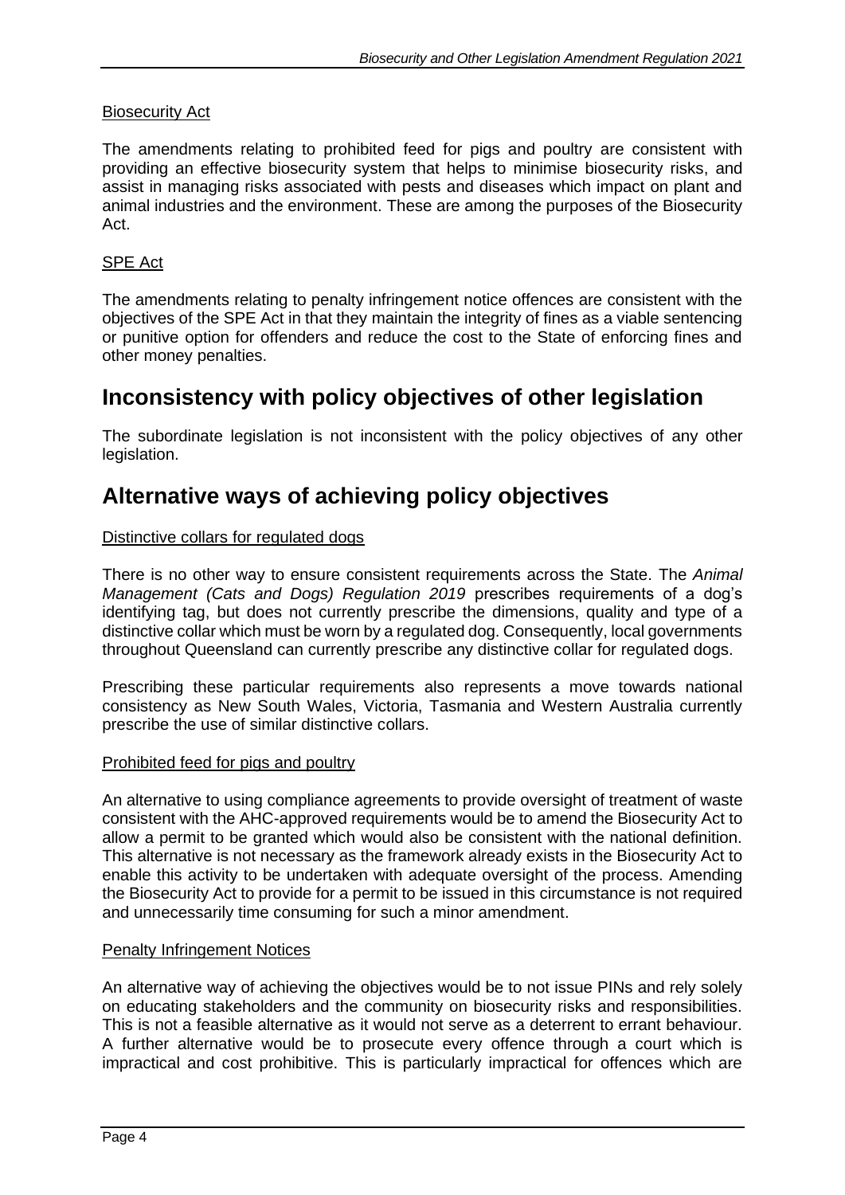Biosecurity Act

The amendments relating to prohibited feed for pigs and poultry are consistent with providing an effective biosecurity system that helps to minimise biosecurity risks, and assist in managing risks associated with pests and diseases which impact on plant and animal industries and the environment. These are among the purposes of the Biosecurity Act.

SPE Act

The amendments relating to penalty infringement notice offences are consistent with the objectives of the SPE Act in that they maintain the integrity of fines as a viable sentencing or punitive option for offenders and reduce the cost to the State of enforcing fines and other money penalties.

## Inconsistency with policy objectives of other legislation

The subordinate legislation is not inconsistent with the policy objectives of any other legislation.

## Alternative ways of achieving policy objectives

Distinctive collars for regulated dogs

There is no other way to ensure consistent requirements across the State. The *Animal Management (Cats and Dogs) Regulation 2019* prescribes requirements of a dog's identifying tag, but does not currently prescribe the dimensions, quality and type of a distinctive collar which must be worn by a regulated dog. Consequently, local governments throughout Queensland can currently prescribe any distinctive collar for regulated dogs.

Prescribing these particular requirements also represents a move towards national consistency as New South Wales, Victoria, Tasmania and Western Australia currently prescribe the use of similar distinctive collars.

Prohibited feed for pigs and poultry

An alternative to using compliance agreements to provide oversight of treatment of waste consistent with the AHC-approved requirements would be to amend the Biosecurity Act to allow a permit to be granted which would also be consistent with the national definition. This alternative is not necessary as the framework already exists in the Biosecurity Act to enable this activity to be undertaken with adequate oversight of the process. Amending the Biosecurity Act to provide for a permit to be issued in this circumstance is not required and unnecessarily time consuming for such a minor amendment.

Penalty Infringement Notices

An alternative way of achieving the objectives would be to not issue PINs and rely solely on educating stakeholders and the community on biosecurity risks and responsibilities. This is not a feasible alternative as it would not serve as a deterrent to errant behaviour. A further alternative would be to prosecute every offence through a court which is impractical and cost prohibitive. This is particularly impractical for offences which are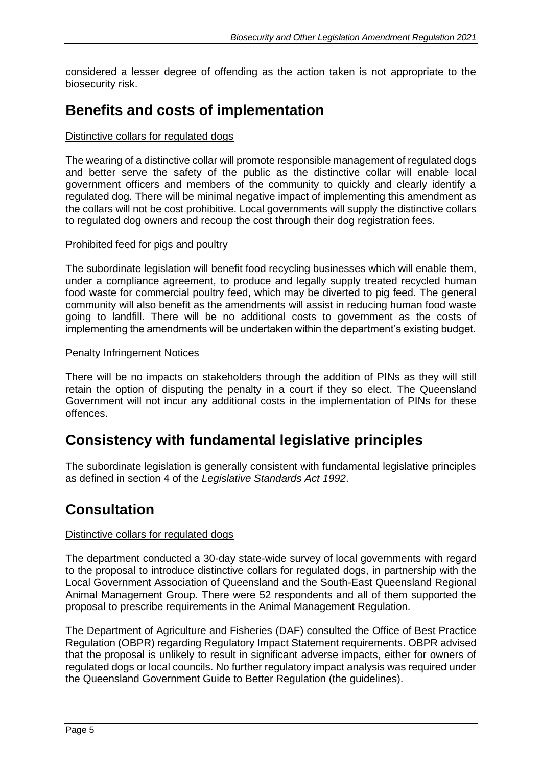considered a lesser degree of offending as the action taken is not appropriate to the biosecurity risk.

## Benefits and costs of implementation

Distinctive collars for regulated dogs

The wearing of a distinctive collar will promote responsible management of regulated dogs and better serve the safety of the public as the distinctive collar will enable local government officers and members of the community to quickly and clearly identify a regulated dog. There will be minimal negative impact of implementing this amendment as the collars will not be cost prohibitive. Local governments will supply the distinctive collars to regulated dog owners and recoup the cost through their dog registration fees.

Prohibited feed for pigs and poultry

The subordinate legislation will benefit food recycling businesses which will enable them, under a compliance agreement, to produce and legally supply treated recycled human food waste for commercial poultry feed, which may be diverted to pig feed. The general community will also benefit as the amendments will assist in reducing human food waste going to landfill. There will be no additional costs to government as the costs of implementing the amendments will be undertaken within the department's existing budget.

Penalty Infringement Notices

There will be no impacts on stakeholders through the addition of PINs as they will still retain the option of disputing the penalty in a court if they so elect. The Queensland Government will not incur any additional costs in the implementation of PINs for these offences.

## Consistency with fundamental legislative principles

The subordinate legislation is generally consistent with fundamental legislative principles as defined in section 4 of the *Legislative Standards Act 1992*.

## Consultation

Distinctive collars for regulated dogs

The department conducted a 30-day state-wide survey of local governments with regard to the proposal to introduce distinctive collars for regulated dogs, in partnership with the Local Government Association of Queensland and the South-East Queensland Regional Animal Management Group. There were 52 respondents and all of them supported the proposal to prescribe requirements in the Animal Management Regulation.

The Department of Agriculture and Fisheries (DAF) consulted the Office of Best Practice Regulation (OBPR) regarding Regulatory Impact Statement requirements. OBPR advised that the proposal is unlikely to result in significant adverse impacts, either for owners of regulated dogs or local councils. No further regulatory impact analysis was required under the Queensland Government Guide to Better Regulation (the guidelines).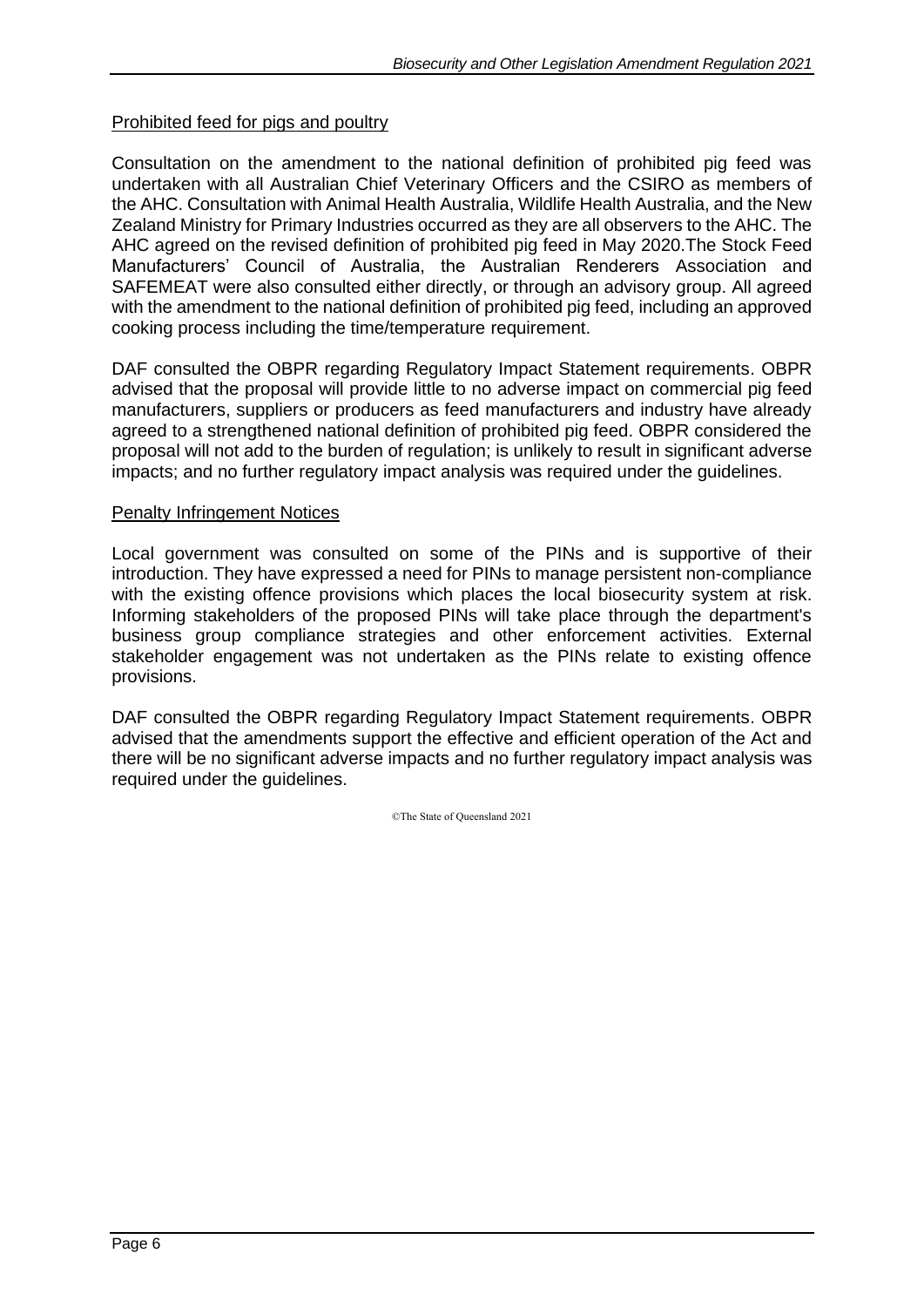Prohibited feed for pigs and poultry

Consultation on the amendment to the national definition of prohibited pig feed was undertaken with all Australian Chief Veterinary Officers and the CSIRO as members of the AHC. Consultation with Animal Health Australia, Wildlife Health Australia, and the New Zealand Ministry for Primary Industries occurred as they are all observers to the AHC. The AHC agreed on the revised definition of prohibited pig feed in May 2020.The Stock Feed Manufacturers' Council of Australia, the Australian Renderers Association and SAFEMEAT were also consulted either directly, or through an advisory group. All agreed with the amendment to the national definition of prohibited pig feed, including an approved cooking process including the time/temperature requirement.

DAF consulted the OBPR regarding Regulatory Impact Statement requirements. OBPR advised that the proposal will provide little to no adverse impact on commercial pig feed manufacturers, suppliers or producers as feed manufacturers and industry have already agreed to a strengthened national definition of prohibited pig feed. OBPR considered the proposal will not add to the burden of regulation; is unlikely to result in significant adverse impacts; and no further regulatory impact analysis was required under the guidelines.

Penalty Infringement Notices

Local government was consulted on some of the PINs and is supportive of their introduction. They have expressed a need for PINs to manage persistent non-compliance with the existing offence provisions which places the local biosecurity system at risk. Informing stakeholders of the proposed PINs will take place through the department's business group compliance strategies and other enforcement activities. External stakeholder engagement was not undertaken as the PINs relate to existing offence provisions.

DAF consulted the OBPR regarding Regulatory Impact Statement requirements. OBPR advised that the amendments support the effective and efficient operation of the Act and there will be no significant adverse impacts and no further regulatory impact analysis was required under the guidelines.

©The State of Queensland 2021